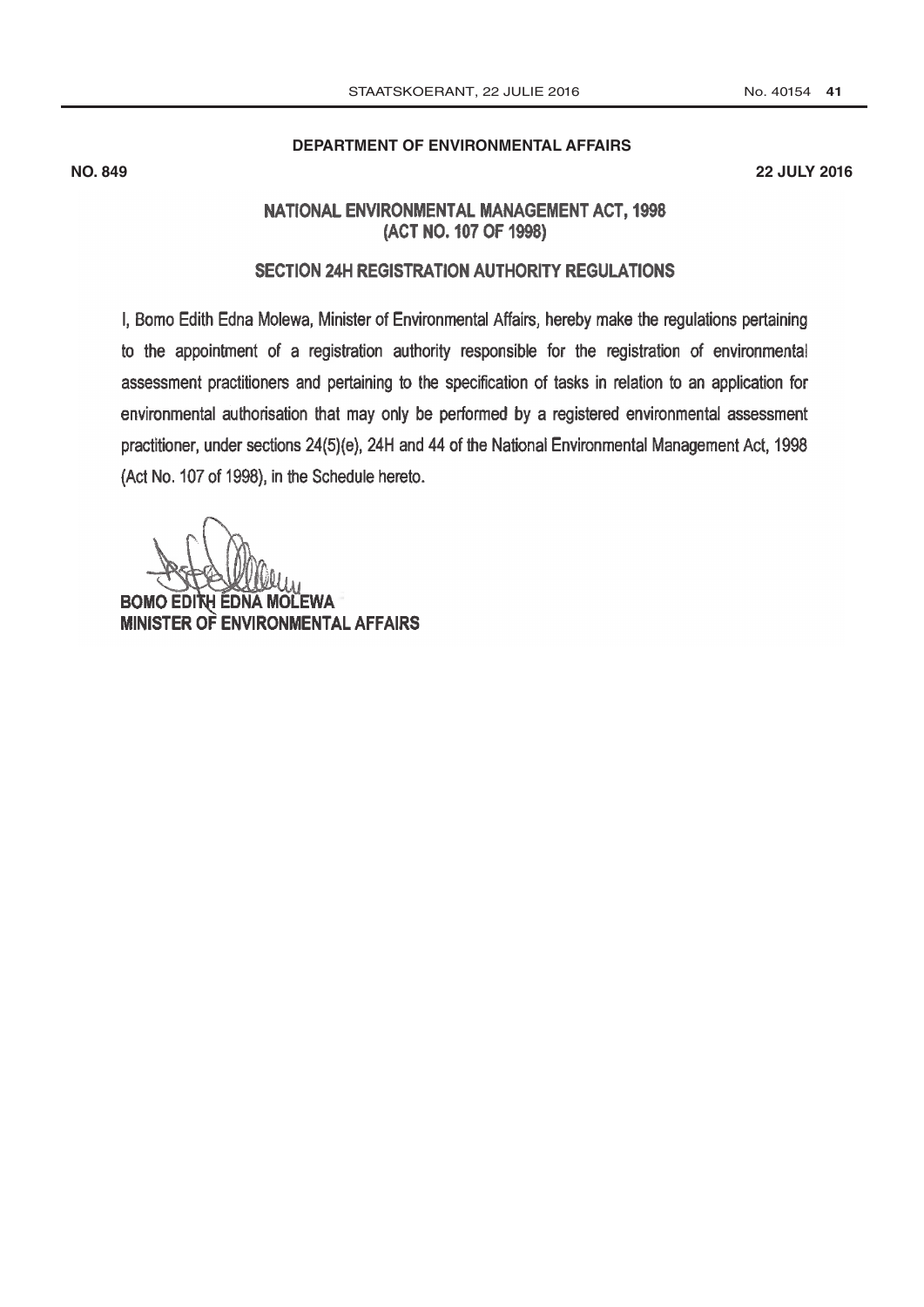**DEPARTMENT OF ENVIRONMENTAL AFFAIRS**

**NO. 849** **22 JULY 2016**

# NATIONAL ENVIRONMENTAL MANAGEMENT ACT, 1998 (ACT NO. 107 OF 1998)

## SECTION 24H REGISTRATION AUTHORITY REGULATIONS

I, Bomo Edith Edna Molewa, Minister of Environmental Affairs, hereby make the regulations pertaining to the appointment of a registration authority responsible for the registration of environmental assessment practitioners and pertaining to the specification of tasks in relation to an application for environmental authorisation that may only be performed by a registered environmental assessment practitioner, under sections 24(5)(e), 24H and 44 of the National Environmental Management Act, 1998 (Act No. 107 of 1998), in the Schedule hereto.

**BOMO EDITH EDNA MOLEWA**
**MINISTER OF ENVIRONMENTAL AFFAIRS**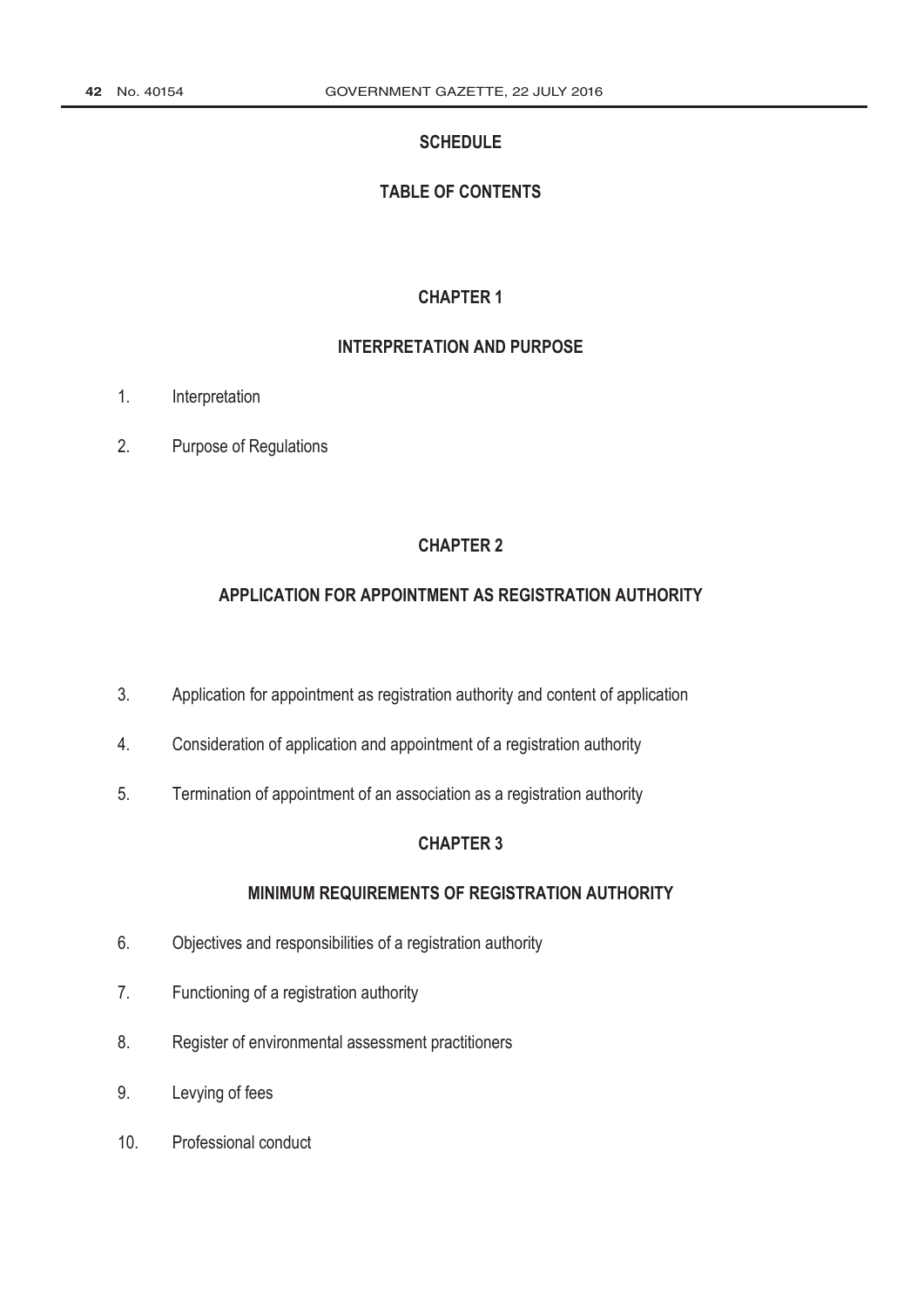# SCHEDULE

## TABLE OF CONTENTS

### CHAPTER 1

### INTERPRETATION AND PURPOSE

1. Interpretation
2. Purpose of Regulations

### CHAPTER 2

### APPLICATION FOR APPOINTMENT AS REGISTRATION AUTHORITY

3. Application for appointment as registration authority and content of application
4. Consideration of application and appointment of a registration authority
5. Termination of appointment of an association as a registration authority

### CHAPTER 3

### MINIMUM REQUIREMENTS OF REGISTRATION AUTHORITY

6. Objectives and responsibilities of a registration authority
7. Functioning of a registration authority
8. Register of environmental assessment practitioners
9. Levying of fees
10. Professional conduct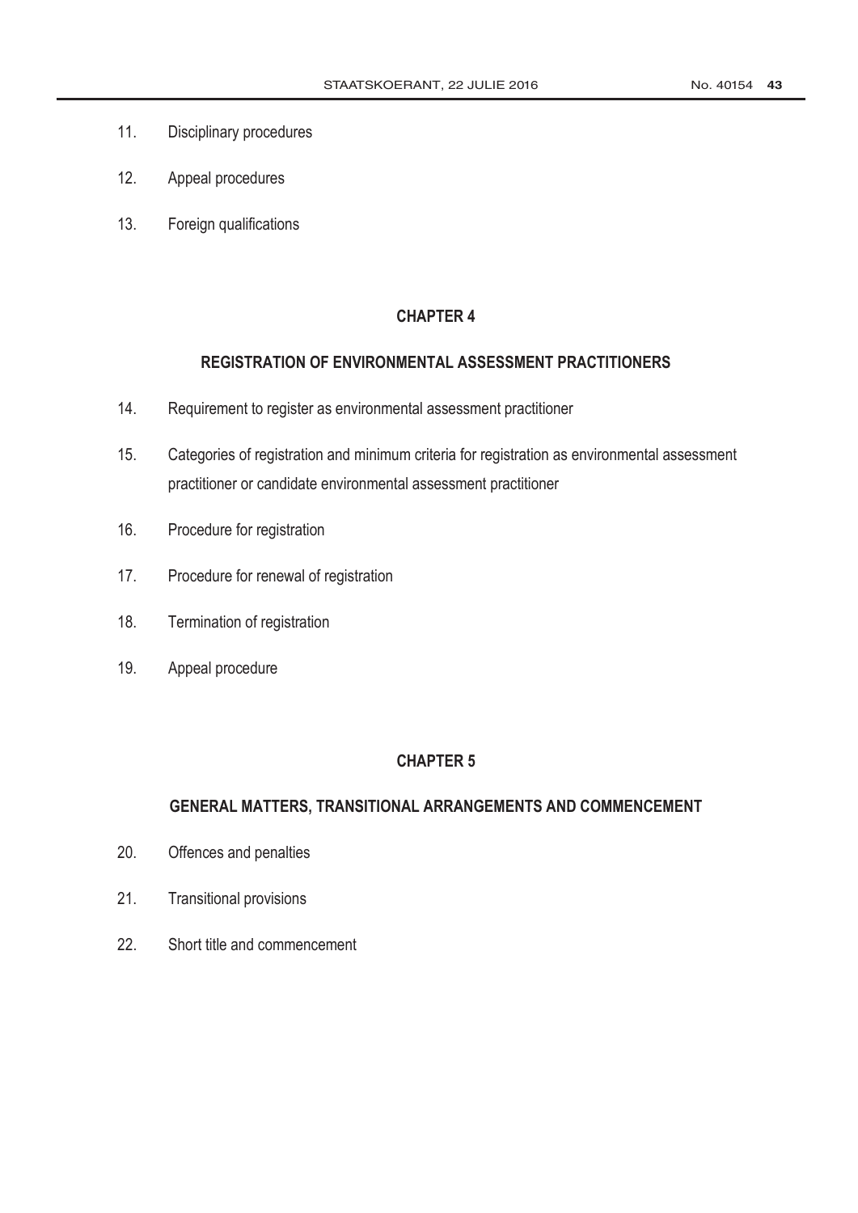11. Disciplinary procedures

12. Appeal procedures

13. Foreign qualifications

## CHAPTER 4

## REGISTRATION OF ENVIRONMENTAL ASSESSMENT PRACTITIONERS

14. Requirement to register as environmental assessment practitioner

15. Categories of registration and minimum criteria for registration as environmental assessment practitioner or candidate environmental assessment practitioner

16. Procedure for registration

17. Procedure for renewal of registration

18. Termination of registration

19. Appeal procedure

## CHAPTER 5

## GENERAL MATTERS, TRANSITIONAL ARRANGEMENTS AND COMMENCEMENT

20. Offences and penalties

21. Transitional provisions

22. Short title and commencement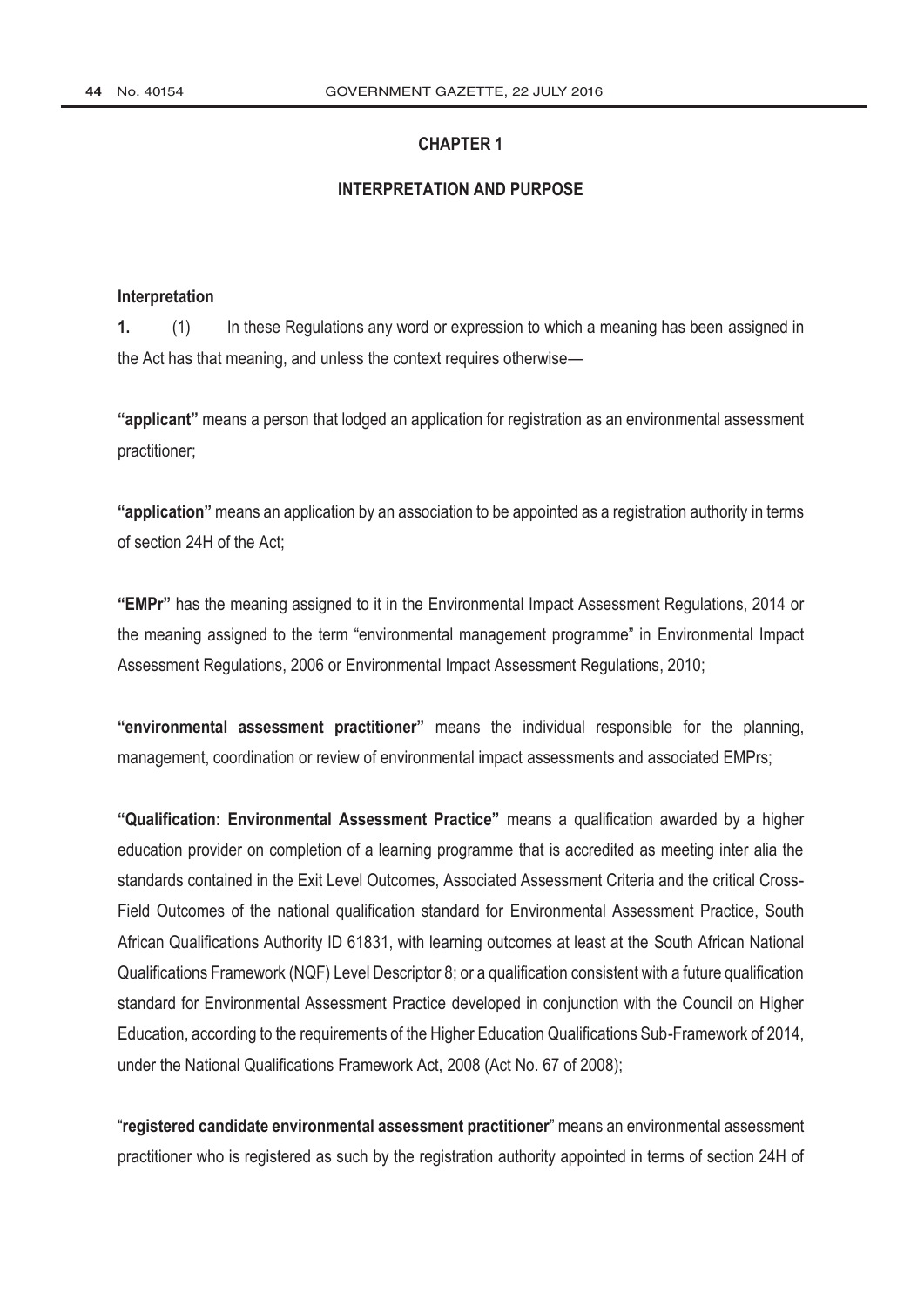## CHAPTER 1

## INTERPRETATION AND PURPOSE

### Interpretation

**1.** (1) In these Regulations any word or expression to which a meaning has been assigned in the Act has that meaning, and unless the context requires otherwise—

**"applicant"** means a person that lodged an application for registration as an environmental assessment practitioner;

**"application"** means an application by an association to be appointed as a registration authority in terms of section 24H of the Act;

**"EMPr"** has the meaning assigned to it in the Environmental Impact Assessment Regulations, 2014 or the meaning assigned to the term "environmental management programme" in Environmental Impact Assessment Regulations, 2006 or Environmental Impact Assessment Regulations, 2010;

**"environmental assessment practitioner"** means the individual responsible for the planning, management, coordination or review of environmental impact assessments and associated EMPrs;

**"Qualification: Environmental Assessment Practice"** means a qualification awarded by a higher education provider on completion of a learning programme that is accredited as meeting inter alia the standards contained in the Exit Level Outcomes, Associated Assessment Criteria and the critical Cross-Field Outcomes of the national qualification standard for Environmental Assessment Practice, South African Qualifications Authority ID 61831, with learning outcomes at least at the South African National Qualifications Framework (NQF) Level Descriptor 8; or a qualification consistent with a future qualification standard for Environmental Assessment Practice developed in conjunction with the Council on Higher Education, according to the requirements of the Higher Education Qualifications Sub-Framework of 2014, under the National Qualifications Framework Act, 2008 (Act No. 67 of 2008);

"**registered candidate environmental assessment practitioner**" means an environmental assessment practitioner who is registered as such by the registration authority appointed in terms of section 24H of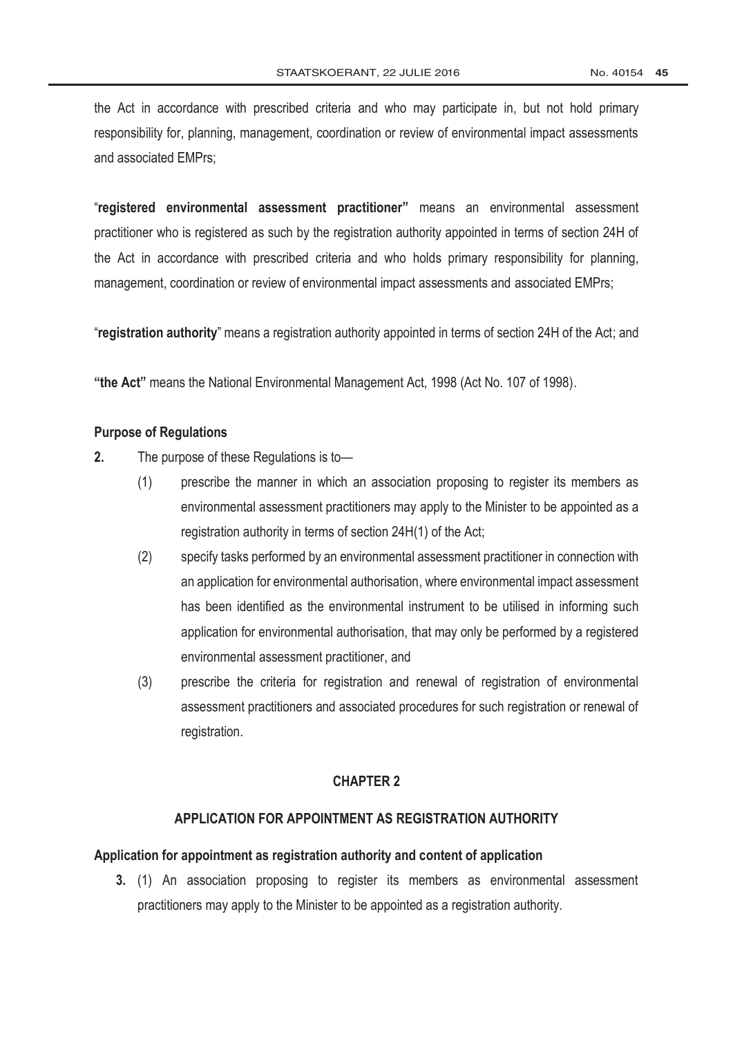the Act in accordance with prescribed criteria and who may participate in, but not hold primary responsibility for, planning, management, coordination or review of environmental impact assessments and associated EMPrs;

"**registered environmental assessment practitioner"** means an environmental assessment practitioner who is registered as such by the registration authority appointed in terms of section 24H of the Act in accordance with prescribed criteria and who holds primary responsibility for planning, management, coordination or review of environmental impact assessments and associated EMPrs;

"**registration authority**" means a registration authority appointed in terms of section 24H of the Act; and

**"the Act"** means the National Environmental Management Act, 1998 (Act No. 107 of 1998).

**Purpose of Regulations**

**2.** The purpose of these Regulations is to—

(1) prescribe the manner in which an association proposing to register its members as environmental assessment practitioners may apply to the Minister to be appointed as a registration authority in terms of section 24H(1) of the Act;

(2) specify tasks performed by an environmental assessment practitioner in connection with an application for environmental authorisation, where environmental impact assessment has been identified as the environmental instrument to be utilised in informing such application for environmental authorisation, that may only be performed by a registered environmental assessment practitioner, and

(3) prescribe the criteria for registration and renewal of registration of environmental assessment practitioners and associated procedures for such registration or renewal of registration.

## CHAPTER 2

## APPLICATION FOR APPOINTMENT AS REGISTRATION AUTHORITY

**Application for appointment as registration authority and content of application**

**3.** (1) An association proposing to register its members as environmental assessment practitioners may apply to the Minister to be appointed as a registration authority.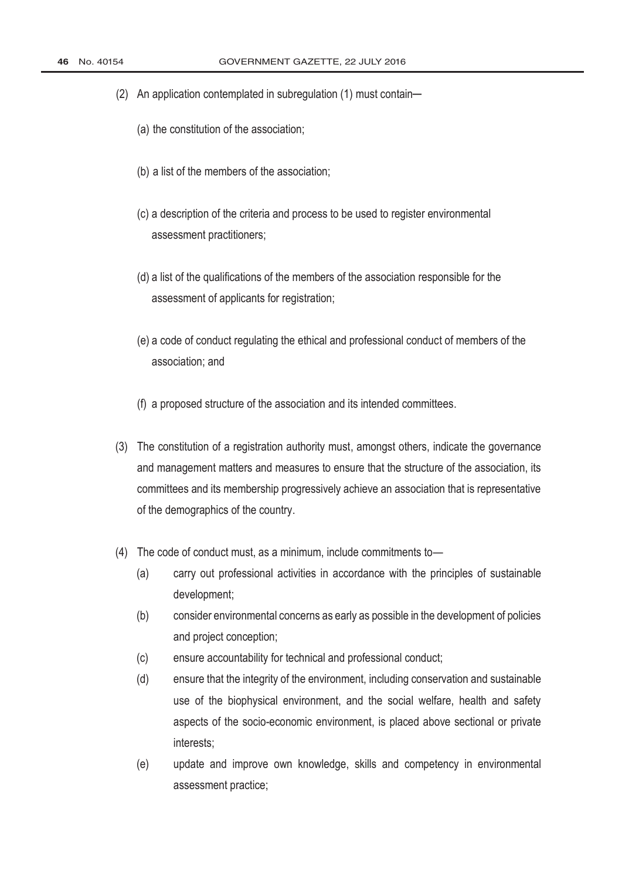(2) An application contemplated in subregulation (1) must contain—

(a) the constitution of the association;

(b) a list of the members of the association;

(c) a description of the criteria and process to be used to register environmental assessment practitioners;

(d) a list of the qualifications of the members of the association responsible for the assessment of applicants for registration;

(e) a code of conduct regulating the ethical and professional conduct of members of the association; and

(f) a proposed structure of the association and its intended committees.

(3) The constitution of a registration authority must, amongst others, indicate the governance and management matters and measures to ensure that the structure of the association, its committees and its membership progressively achieve an association that is representative of the demographics of the country.

(4) The code of conduct must, as a minimum, include commitments to—

(a) carry out professional activities in accordance with the principles of sustainable development;

(b) consider environmental concerns as early as possible in the development of policies and project conception;

(c) ensure accountability for technical and professional conduct;

(d) ensure that the integrity of the environment, including conservation and sustainable use of the biophysical environment, and the social welfare, health and safety aspects of the socio-economic environment, is placed above sectional or private interests;

(e) update and improve own knowledge, skills and competency in environmental assessment practice;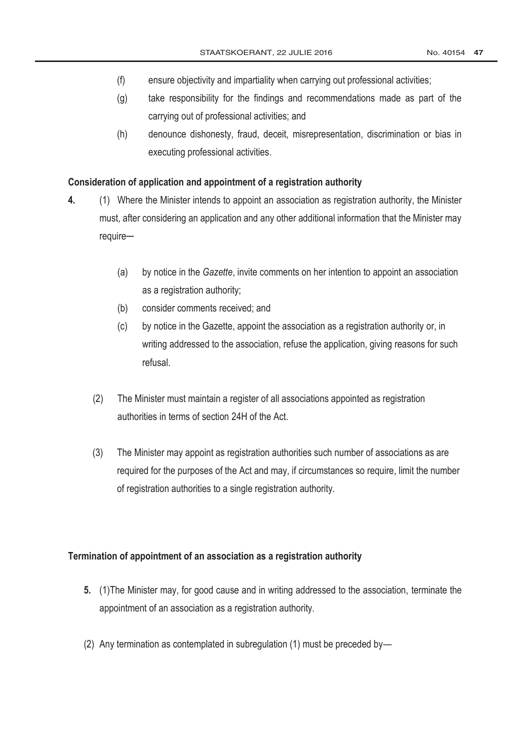(f) ensure objectivity and impartiality when carrying out professional activities;

(g) take responsibility for the findings and recommendations made as part of the carrying out of professional activities; and

(h) denounce dishonesty, fraud, deceit, misrepresentation, discrimination or bias in executing professional activities.

**Consideration of application and appointment of a registration authority**

**4.** (1) Where the Minister intends to appoint an association as registration authority, the Minister must, after considering an application and any other additional information that the Minister may require—

(a) by notice in the *Gazette*, invite comments on her intention to appoint an association as a registration authority;

(b) consider comments received; and

(c) by notice in the Gazette, appoint the association as a registration authority or, in writing addressed to the association, refuse the application, giving reasons for such refusal.

(2) The Minister must maintain a register of all associations appointed as registration authorities in terms of section 24H of the Act.

(3) The Minister may appoint as registration authorities such number of associations as are required for the purposes of the Act and may, if circumstances so require, limit the number of registration authorities to a single registration authority.

**Termination of appointment of an association as a registration authority**

**5.** (1)The Minister may, for good cause and in writing addressed to the association, terminate the appointment of an association as a registration authority.

(2) Any termination as contemplated in subregulation (1) must be preceded by—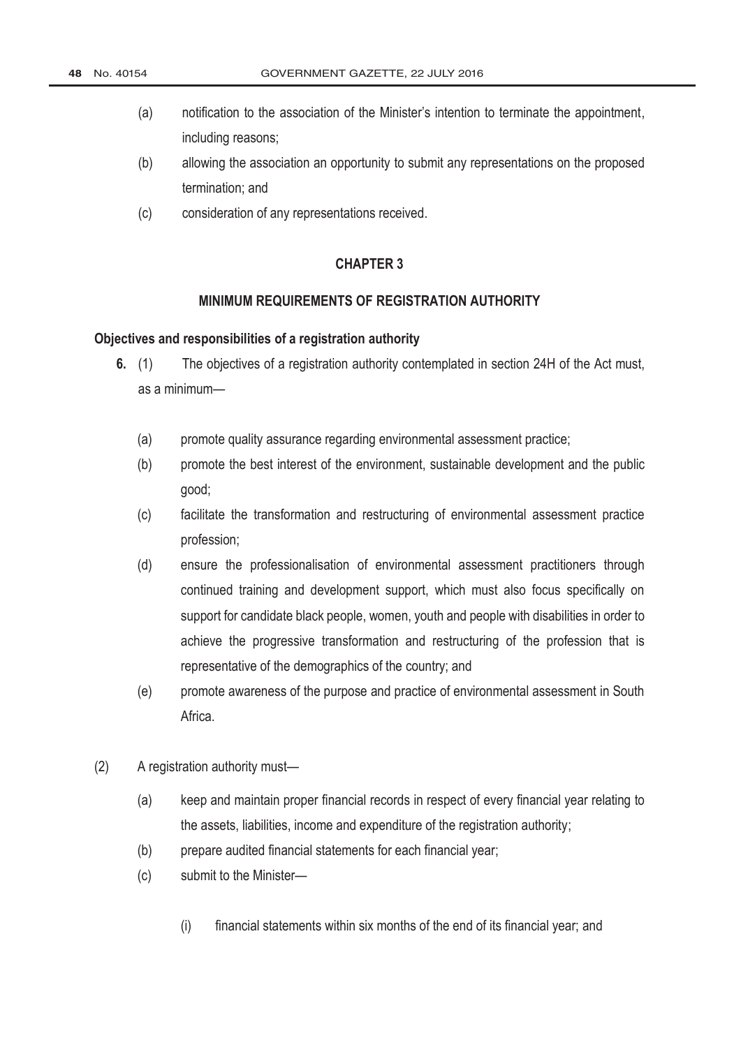(a) notification to the association of the Minister's intention to terminate the appointment, including reasons;

(b) allowing the association an opportunity to submit any representations on the proposed termination; and

(c) consideration of any representations received.

## CHAPTER 3

## MINIMUM REQUIREMENTS OF REGISTRATION AUTHORITY

**Objectives and responsibilities of a registration authority**

**6.** (1) The objectives of a registration authority contemplated in section 24H of the Act must, as a minimum—

(a) promote quality assurance regarding environmental assessment practice;

(b) promote the best interest of the environment, sustainable development and the public good;

(c) facilitate the transformation and restructuring of environmental assessment practice profession;

(d) ensure the professionalisation of environmental assessment practitioners through continued training and development support, which must also focus specifically on support for candidate black people, women, youth and people with disabilities in order to achieve the progressive transformation and restructuring of the profession that is representative of the demographics of the country; and

(e) promote awareness of the purpose and practice of environmental assessment in South Africa.

(2) A registration authority must—

(a) keep and maintain proper financial records in respect of every financial year relating to the assets, liabilities, income and expenditure of the registration authority;

(b) prepare audited financial statements for each financial year;

(c) submit to the Minister—

(i) financial statements within six months of the end of its financial year; and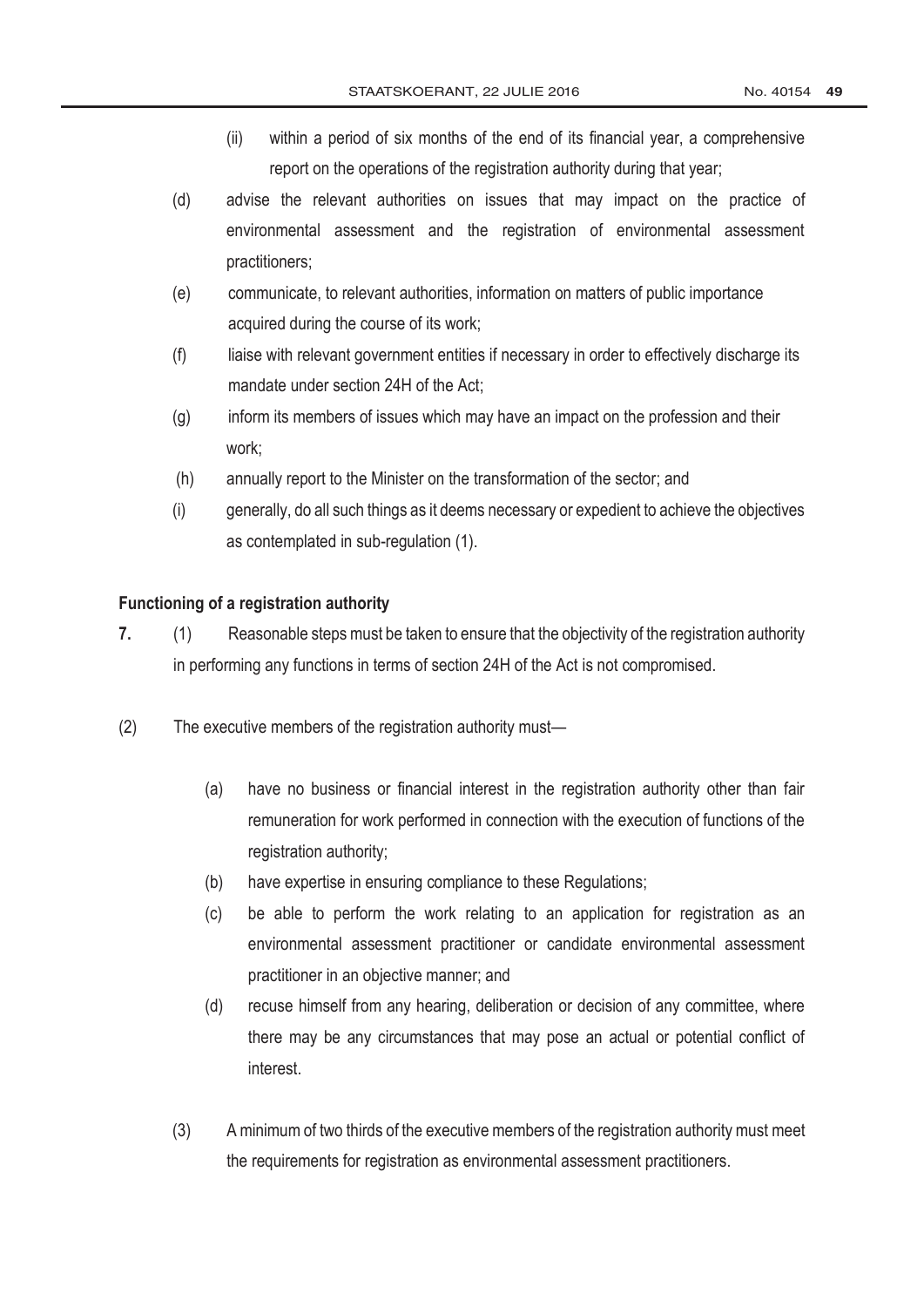(ii) within a period of six months of the end of its financial year, a comprehensive report on the operations of the registration authority during that year;

(d) advise the relevant authorities on issues that may impact on the practice of environmental assessment and the registration of environmental assessment practitioners;

(e) communicate, to relevant authorities, information on matters of public importance acquired during the course of its work;

(f) liaise with relevant government entities if necessary in order to effectively discharge its mandate under section 24H of the Act;

(g) inform its members of issues which may have an impact on the profession and their work;

(h) annually report to the Minister on the transformation of the sector; and

(i) generally, do all such things as it deems necessary or expedient to achieve the objectives as contemplated in sub-regulation (1).

**Functioning of a registration authority**

**7.** (1) Reasonable steps must be taken to ensure that the objectivity of the registration authority in performing any functions in terms of section 24H of the Act is not compromised.

(2) The executive members of the registration authority must—

(a) have no business or financial interest in the registration authority other than fair remuneration for work performed in connection with the execution of functions of the registration authority;

(b) have expertise in ensuring compliance to these Regulations;

(c) be able to perform the work relating to an application for registration as an environmental assessment practitioner or candidate environmental assessment practitioner in an objective manner; and

(d) recuse himself from any hearing, deliberation or decision of any committee, where there may be any circumstances that may pose an actual or potential conflict of interest.

(3) A minimum of two thirds of the executive members of the registration authority must meet the requirements for registration as environmental assessment practitioners.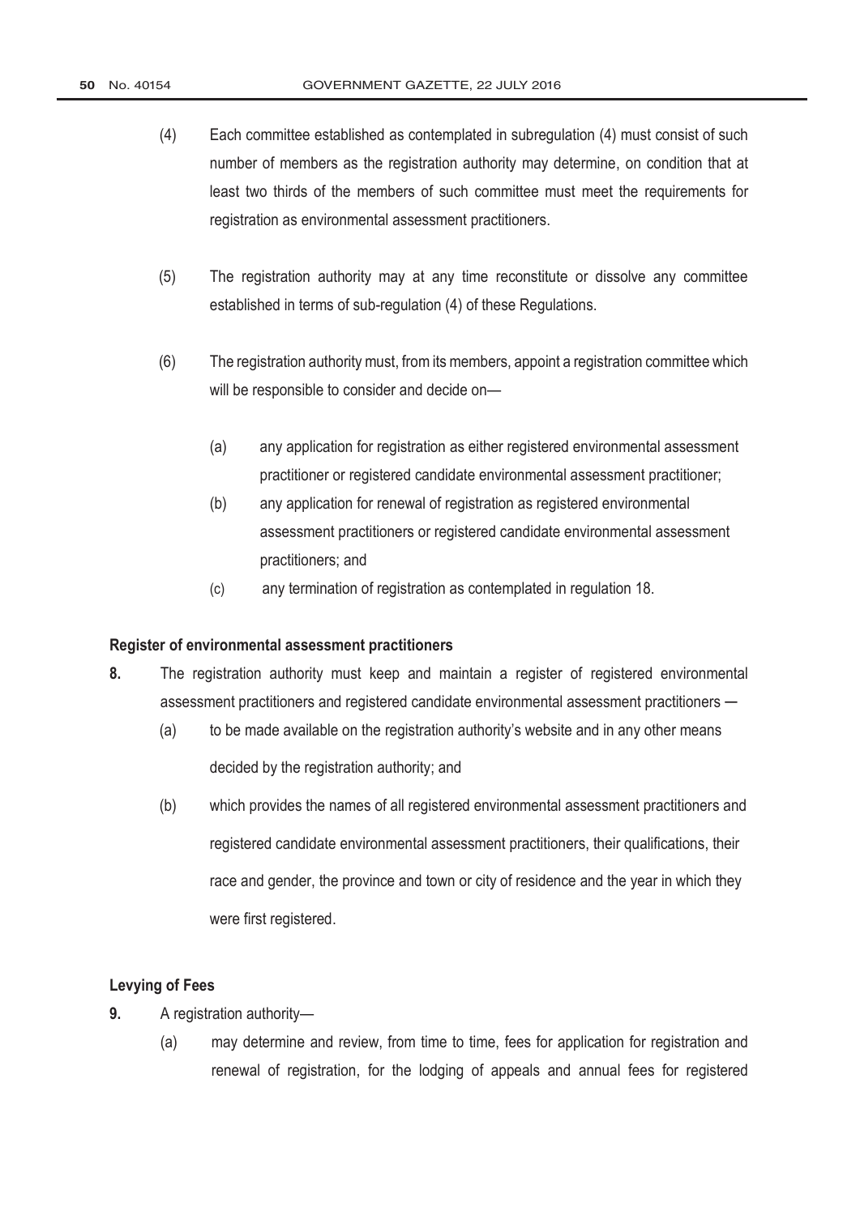(4) Each committee established as contemplated in subregulation (4) must consist of such number of members as the registration authority may determine, on condition that at least two thirds of the members of such committee must meet the requirements for registration as environmental assessment practitioners.

(5) The registration authority may at any time reconstitute or dissolve any committee established in terms of sub-regulation (4) of these Regulations.

(6) The registration authority must, from its members, appoint a registration committee which will be responsible to consider and decide on—

(a) any application for registration as either registered environmental assessment practitioner or registered candidate environmental assessment practitioner;

(b) any application for renewal of registration as registered environmental assessment practitioners or registered candidate environmental assessment practitioners; and

(c) any termination of registration as contemplated in regulation 18.

**Register of environmental assessment practitioners**

**8.** The registration authority must keep and maintain a register of registered environmental assessment practitioners and registered candidate environmental assessment practitioners —

(a) to be made available on the registration authority's website and in any other means decided by the registration authority; and

(b) which provides the names of all registered environmental assessment practitioners and registered candidate environmental assessment practitioners, their qualifications, their race and gender, the province and town or city of residence and the year in which they were first registered.

**Levying of Fees**

**9.** A registration authority—

(a) may determine and review, from time to time, fees for application for registration and renewal of registration, for the lodging of appeals and annual fees for registered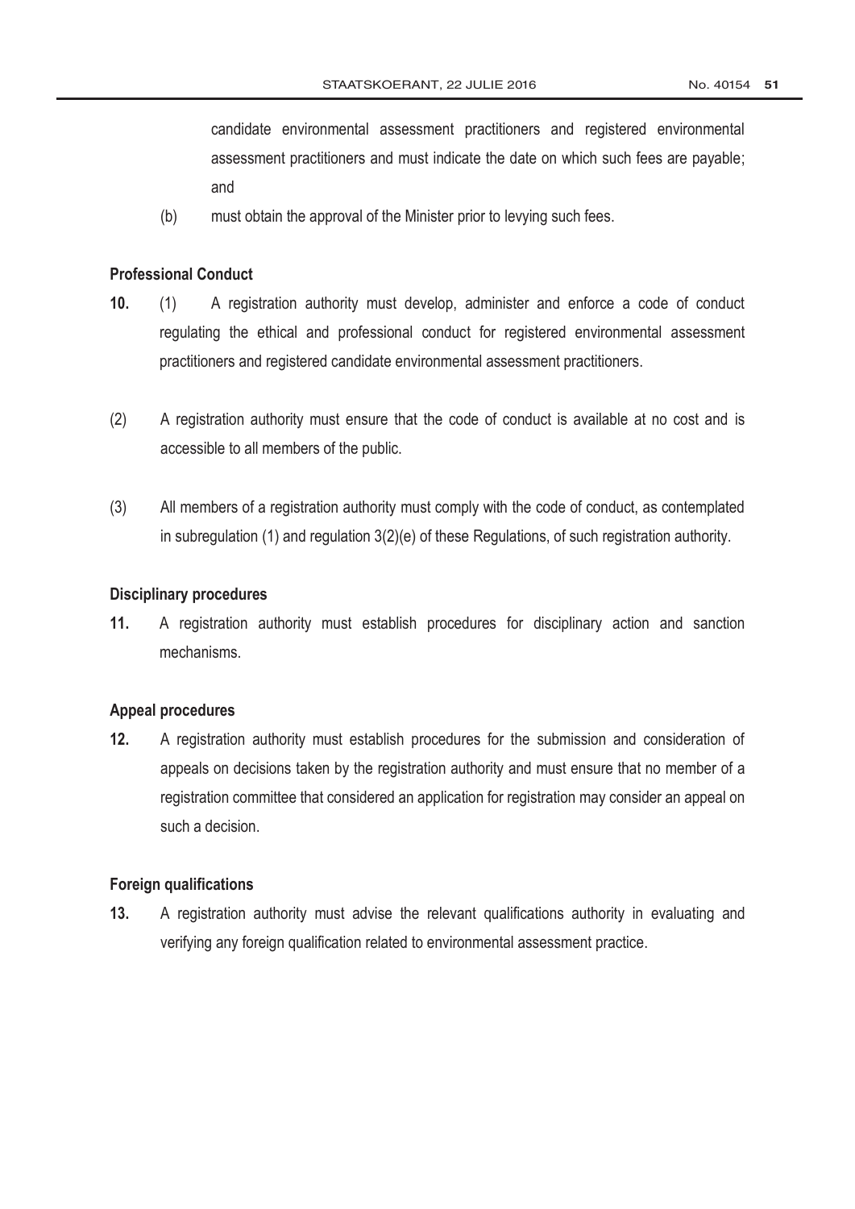candidate environmental assessment practitioners and registered environmental assessment practitioners and must indicate the date on which such fees are payable; and

(b) must obtain the approval of the Minister prior to levying such fees.

**Professional Conduct**

**10.** (1) A registration authority must develop, administer and enforce a code of conduct regulating the ethical and professional conduct for registered environmental assessment practitioners and registered candidate environmental assessment practitioners.

(2) A registration authority must ensure that the code of conduct is available at no cost and is accessible to all members of the public.

(3) All members of a registration authority must comply with the code of conduct, as contemplated in subregulation (1) and regulation 3(2)(e) of these Regulations, of such registration authority.

**Disciplinary procedures**

**11.** A registration authority must establish procedures for disciplinary action and sanction mechanisms.

**Appeal procedures**

**12.** A registration authority must establish procedures for the submission and consideration of appeals on decisions taken by the registration authority and must ensure that no member of a registration committee that considered an application for registration may consider an appeal on such a decision.

**Foreign qualifications**

**13.** A registration authority must advise the relevant qualifications authority in evaluating and verifying any foreign qualification related to environmental assessment practice.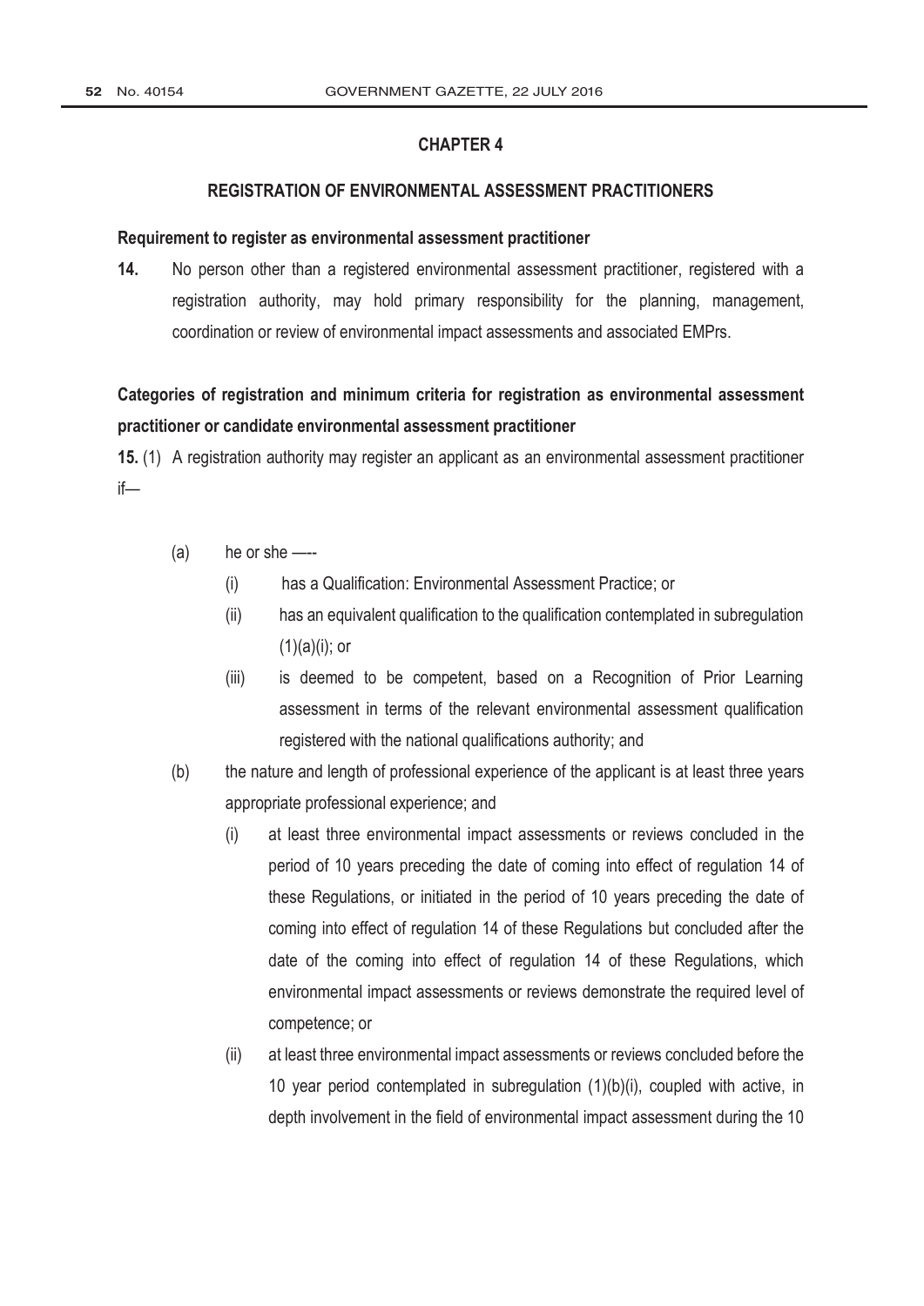## CHAPTER 4

### REGISTRATION OF ENVIRONMENTAL ASSESSMENT PRACTITIONERS

**Requirement to register as environmental assessment practitioner**

**14.** No person other than a registered environmental assessment practitioner, registered with a registration authority, may hold primary responsibility for the planning, management, coordination or review of environmental impact assessments and associated EMPrs.

**Categories of registration and minimum criteria for registration as environmental assessment practitioner or candidate environmental assessment practitioner**

**15.** (1) A registration authority may register an applicant as an environmental assessment practitioner if—

- (a) he or she —-
  - (i) has a Qualification: Environmental Assessment Practice; or
  - (ii) has an equivalent qualification to the qualification contemplated in subregulation (1)(a)(i); or
  - (iii) is deemed to be competent, based on a Recognition of Prior Learning assessment in terms of the relevant environmental assessment qualification registered with the national qualifications authority; and
- (b) the nature and length of professional experience of the applicant is at least three years appropriate professional experience; and
  - (i) at least three environmental impact assessments or reviews concluded in the period of 10 years preceding the date of coming into effect of regulation 14 of these Regulations, or initiated in the period of 10 years preceding the date of coming into effect of regulation 14 of these Regulations but concluded after the date of the coming into effect of regulation 14 of these Regulations, which environmental impact assessments or reviews demonstrate the required level of competence; or
  - (ii) at least three environmental impact assessments or reviews concluded before the 10 year period contemplated in subregulation (1)(b)(i), coupled with active, in depth involvement in the field of environmental impact assessment during the 10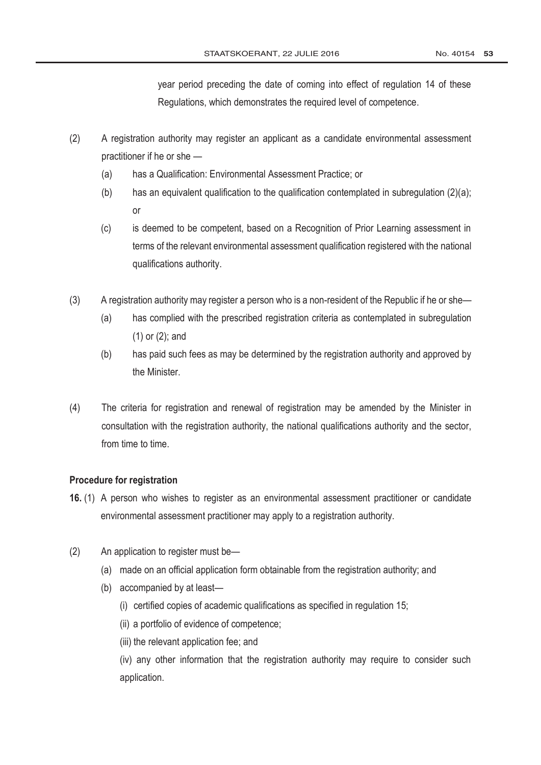year period preceding the date of coming into effect of regulation 14 of these Regulations, which demonstrates the required level of competence.

(2) A registration authority may register an applicant as a candidate environmental assessment practitioner if he or she —

(a) has a Qualification: Environmental Assessment Practice; or

(b) has an equivalent qualification to the qualification contemplated in subregulation (2)(a); or

(c) is deemed to be competent, based on a Recognition of Prior Learning assessment in terms of the relevant environmental assessment qualification registered with the national qualifications authority.

(3) A registration authority may register a person who is a non-resident of the Republic if he or she—

(a) has complied with the prescribed registration criteria as contemplated in subregulation (1) or (2); and

(b) has paid such fees as may be determined by the registration authority and approved by the Minister.

(4) The criteria for registration and renewal of registration may be amended by the Minister in consultation with the registration authority, the national qualifications authority and the sector, from time to time.

**Procedure for registration**

**16.** (1) A person who wishes to register as an environmental assessment practitioner or candidate environmental assessment practitioner may apply to a registration authority.

(2) An application to register must be—

(a) made on an official application form obtainable from the registration authority; and

(b) accompanied by at least—

(i) certified copies of academic qualifications as specified in regulation 15;

(ii) a portfolio of evidence of competence;

(iii) the relevant application fee; and

(iv) any other information that the registration authority may require to consider such application.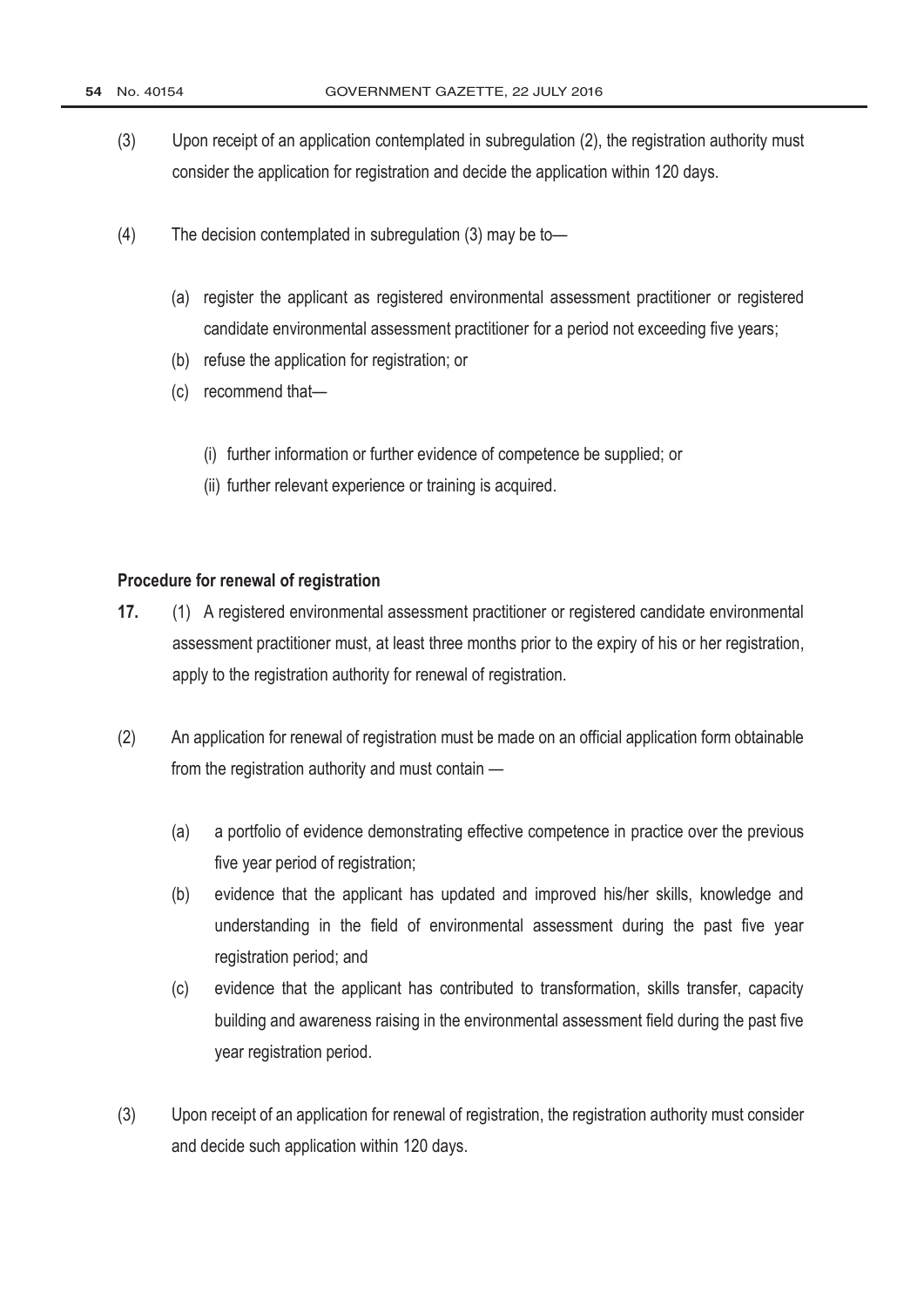(3) Upon receipt of an application contemplated in subregulation (2), the registration authority must consider the application for registration and decide the application within 120 days.

(4) The decision contemplated in subregulation (3) may be to—

(a) register the applicant as registered environmental assessment practitioner or registered candidate environmental assessment practitioner for a period not exceeding five years;

(b) refuse the application for registration; or

(c) recommend that—

(i) further information or further evidence of competence be supplied; or

(ii) further relevant experience or training is acquired.

**Procedure for renewal of registration**

**17.** (1) A registered environmental assessment practitioner or registered candidate environmental assessment practitioner must, at least three months prior to the expiry of his or her registration, apply to the registration authority for renewal of registration.

(2) An application for renewal of registration must be made on an official application form obtainable from the registration authority and must contain —

(a) a portfolio of evidence demonstrating effective competence in practice over the previous five year period of registration;

(b) evidence that the applicant has updated and improved his/her skills, knowledge and understanding in the field of environmental assessment during the past five year registration period; and

(c) evidence that the applicant has contributed to transformation, skills transfer, capacity building and awareness raising in the environmental assessment field during the past five year registration period.

(3) Upon receipt of an application for renewal of registration, the registration authority must consider and decide such application within 120 days.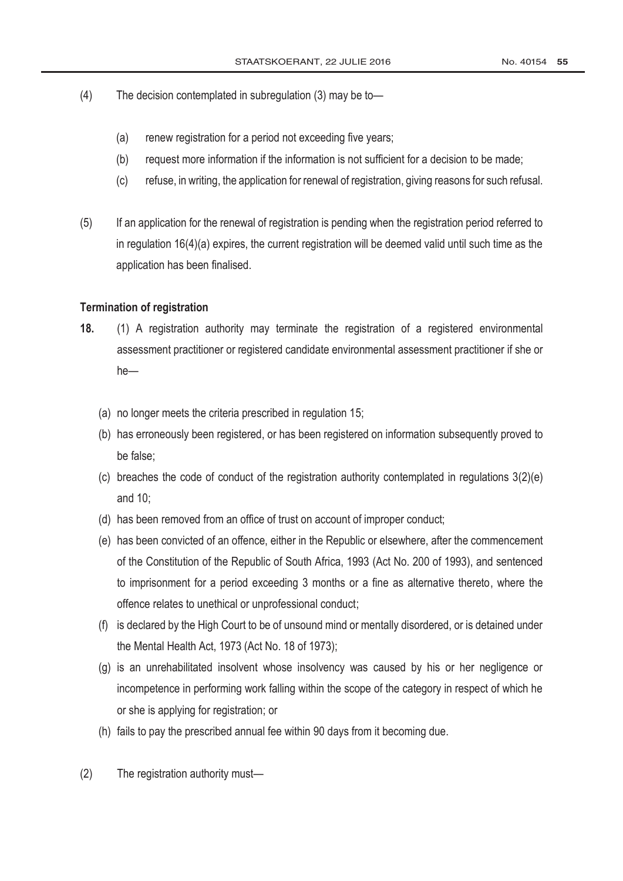(4) The decision contemplated in subregulation (3) may be to—

(a) renew registration for a period not exceeding five years;

(b) request more information if the information is not sufficient for a decision to be made;

(c) refuse, in writing, the application for renewal of registration, giving reasons for such refusal.

(5) If an application for the renewal of registration is pending when the registration period referred to in regulation 16(4)(a) expires, the current registration will be deemed valid until such time as the application has been finalised.

**Termination of registration**

**18.** (1) A registration authority may terminate the registration of a registered environmental assessment practitioner or registered candidate environmental assessment practitioner if she or he—

(a) no longer meets the criteria prescribed in regulation 15;

(b) has erroneously been registered, or has been registered on information subsequently proved to be false;

(c) breaches the code of conduct of the registration authority contemplated in regulations 3(2)(e) and 10;

(d) has been removed from an office of trust on account of improper conduct;

(e) has been convicted of an offence, either in the Republic or elsewhere, after the commencement of the Constitution of the Republic of South Africa, 1993 (Act No. 200 of 1993), and sentenced to imprisonment for a period exceeding 3 months or a fine as alternative thereto, where the offence relates to unethical or unprofessional conduct;

(f) is declared by the High Court to be of unsound mind or mentally disordered, or is detained under the Mental Health Act, 1973 (Act No. 18 of 1973);

(g) is an unrehabilitated insolvent whose insolvency was caused by his or her negligence or incompetence in performing work falling within the scope of the category in respect of which he or she is applying for registration; or

(h) fails to pay the prescribed annual fee within 90 days from it becoming due.

(2) The registration authority must—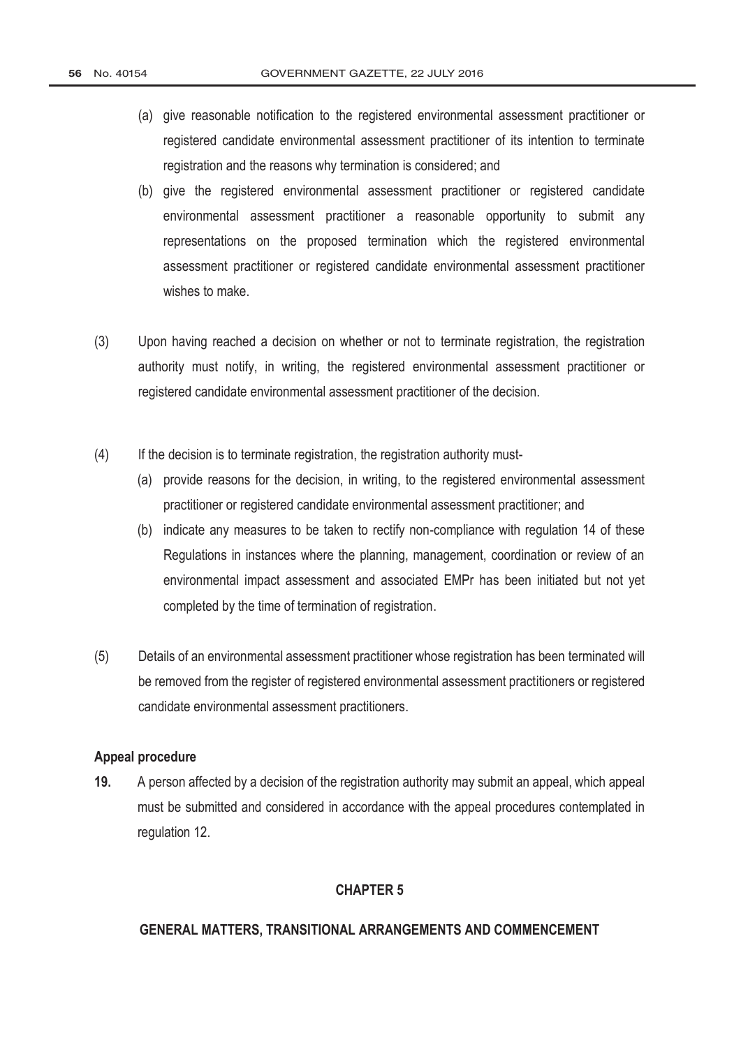(a) give reasonable notification to the registered environmental assessment practitioner or registered candidate environmental assessment practitioner of its intention to terminate registration and the reasons why termination is considered; and

(b) give the registered environmental assessment practitioner or registered candidate environmental assessment practitioner a reasonable opportunity to submit any representations on the proposed termination which the registered environmental assessment practitioner or registered candidate environmental assessment practitioner wishes to make.

(3) Upon having reached a decision on whether or not to terminate registration, the registration authority must notify, in writing, the registered environmental assessment practitioner or registered candidate environmental assessment practitioner of the decision.

(4) If the decision is to terminate registration, the registration authority must-

(a) provide reasons for the decision, in writing, to the registered environmental assessment practitioner or registered candidate environmental assessment practitioner; and

(b) indicate any measures to be taken to rectify non-compliance with regulation 14 of these Regulations in instances where the planning, management, coordination or review of an environmental impact assessment and associated EMPr has been initiated but not yet completed by the time of termination of registration.

(5) Details of an environmental assessment practitioner whose registration has been terminated will be removed from the register of registered environmental assessment practitioners or registered candidate environmental assessment practitioners.

**Appeal procedure**

**19.** A person affected by a decision of the registration authority may submit an appeal, which appeal must be submitted and considered in accordance with the appeal procedures contemplated in regulation 12.

## CHAPTER 5

## GENERAL MATTERS, TRANSITIONAL ARRANGEMENTS AND COMMENCEMENT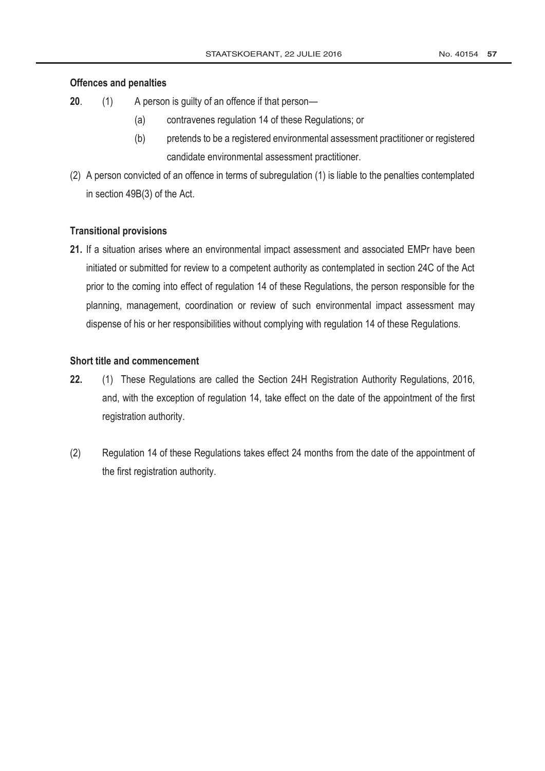**Offences and penalties**

**20**. (1) A person is guilty of an offence if that person—

(a) contravenes regulation 14 of these Regulations; or

(b) pretends to be a registered environmental assessment practitioner or registered candidate environmental assessment practitioner.

(2) A person convicted of an offence in terms of subregulation (1) is liable to the penalties contemplated in section 49B(3) of the Act.

**Transitional provisions**

**21.** If a situation arises where an environmental impact assessment and associated EMPr have been initiated or submitted for review to a competent authority as contemplated in section 24C of the Act prior to the coming into effect of regulation 14 of these Regulations, the person responsible for the planning, management, coordination or review of such environmental impact assessment may dispense of his or her responsibilities without complying with regulation 14 of these Regulations.

**Short title and commencement**

**22.** (1) These Regulations are called the Section 24H Registration Authority Regulations, 2016, and, with the exception of regulation 14, take effect on the date of the appointment of the first registration authority.

(2) Regulation 14 of these Regulations takes effect 24 months from the date of the appointment of the first registration authority.